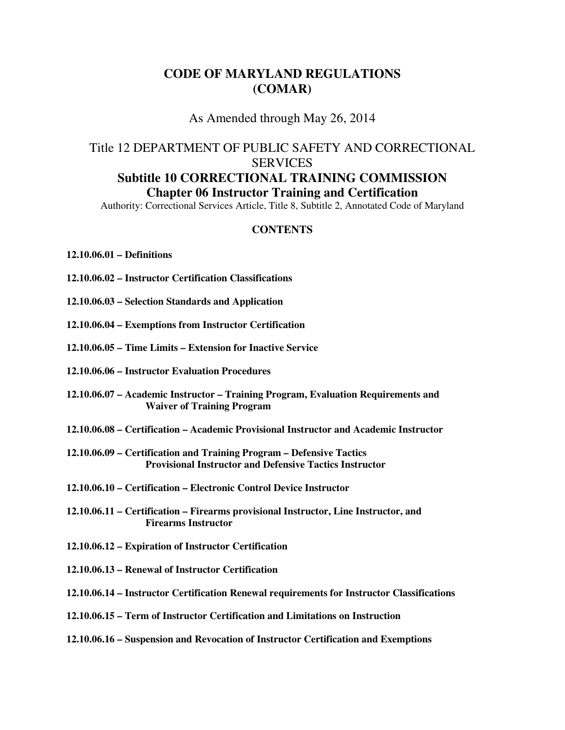# CODE OF MARYLAND REGULATIONS (COMAR)

As Amended through May 26, 2014

Title 12 DEPARTMENT OF PUBLIC SAFETY AND CORRECTIONAL SERVICES

## Subtitle 10 CORRECTIONAL TRAINING COMMISSION

## Chapter 06 Instructor Training and Certification

Authority: Correctional Services Article, Title 8, Subtitle 2, Annotated Code of Maryland

**CONTENTS**

**12.10.06.01 – Definitions**

**12.10.06.02 – Instructor Certification Classifications**

**12.10.06.03 – Selection Standards and Application**

**12.10.06.04 – Exemptions from Instructor Certification**

**12.10.06.05 – Time Limits – Extension for Inactive Service**

**12.10.06.06 – Instructor Evaluation Procedures**

**12.10.06.07 – Academic Instructor – Training Program, Evaluation Requirements and Waiver of Training Program**

**12.10.06.08 – Certification – Academic Provisional Instructor and Academic Instructor**

**12.10.06.09 – Certification and Training Program – Defensive Tactics Provisional Instructor and Defensive Tactics Instructor**

**12.10.06.10 – Certification – Electronic Control Device Instructor**

**12.10.06.11 – Certification – Firearms provisional Instructor, Line Instructor, and Firearms Instructor**

**12.10.06.12 – Expiration of Instructor Certification**

**12.10.06.13 – Renewal of Instructor Certification**

**12.10.06.14 – Instructor Certification Renewal requirements for Instructor Classifications**

**12.10.06.15 – Term of Instructor Certification and Limitations on Instruction**

**12.10.06.16 – Suspension and Revocation of Instructor Certification and Exemptions**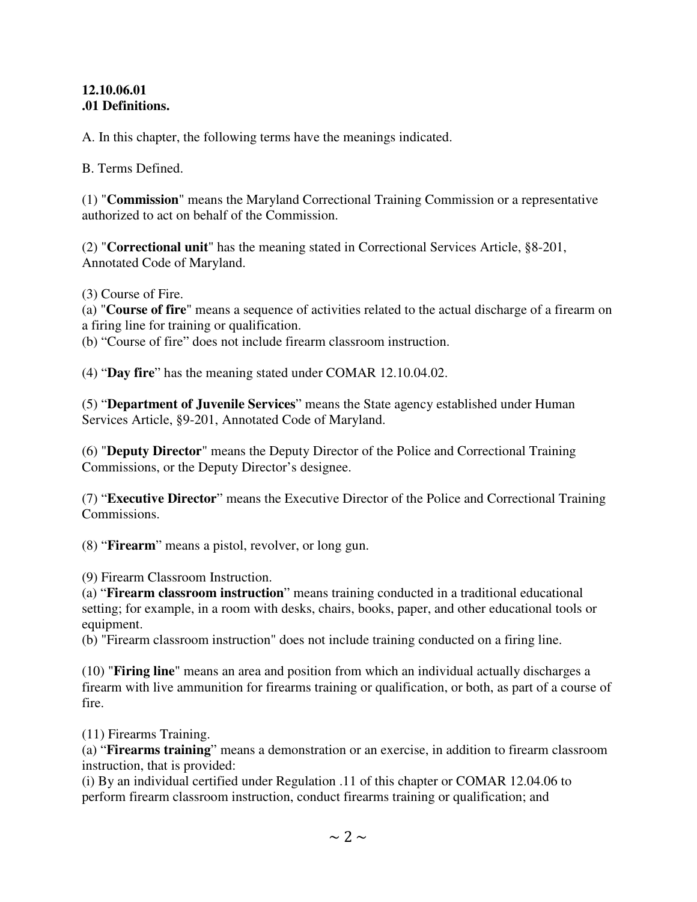**12.10.06.01**
**.01 Definitions.**

A. In this chapter, the following terms have the meanings indicated.

B. Terms Defined.

(1) "**Commission**" means the Maryland Correctional Training Commission or a representative authorized to act on behalf of the Commission.

(2) "**Correctional unit**" has the meaning stated in Correctional Services Article, §8-201, Annotated Code of Maryland.

(3) Course of Fire.
(a) "**Course of fire**" means a sequence of activities related to the actual discharge of a firearm on a firing line for training or qualification.
(b) "Course of fire" does not include firearm classroom instruction.

(4) "**Day fire**" has the meaning stated under COMAR 12.10.04.02.

(5) "**Department of Juvenile Services**" means the State agency established under Human Services Article, §9-201, Annotated Code of Maryland.

(6) "**Deputy Director**" means the Deputy Director of the Police and Correctional Training Commissions, or the Deputy Director's designee.

(7) "**Executive Director**" means the Executive Director of the Police and Correctional Training Commissions.

(8) "**Firearm**" means a pistol, revolver, or long gun.

(9) Firearm Classroom Instruction.
(a) "**Firearm classroom instruction**" means training conducted in a traditional educational setting; for example, in a room with desks, chairs, books, paper, and other educational tools or equipment.
(b) "Firearm classroom instruction" does not include training conducted on a firing line.

(10) "**Firing line**" means an area and position from which an individual actually discharges a firearm with live ammunition for firearms training or qualification, or both, as part of a course of fire.

(11) Firearms Training.
(a) "**Firearms training**" means a demonstration or an exercise, in addition to firearm classroom instruction, that is provided:
(i) By an individual certified under Regulation .11 of this chapter or COMAR 12.04.06 to perform firearm classroom instruction, conduct firearms training or qualification; and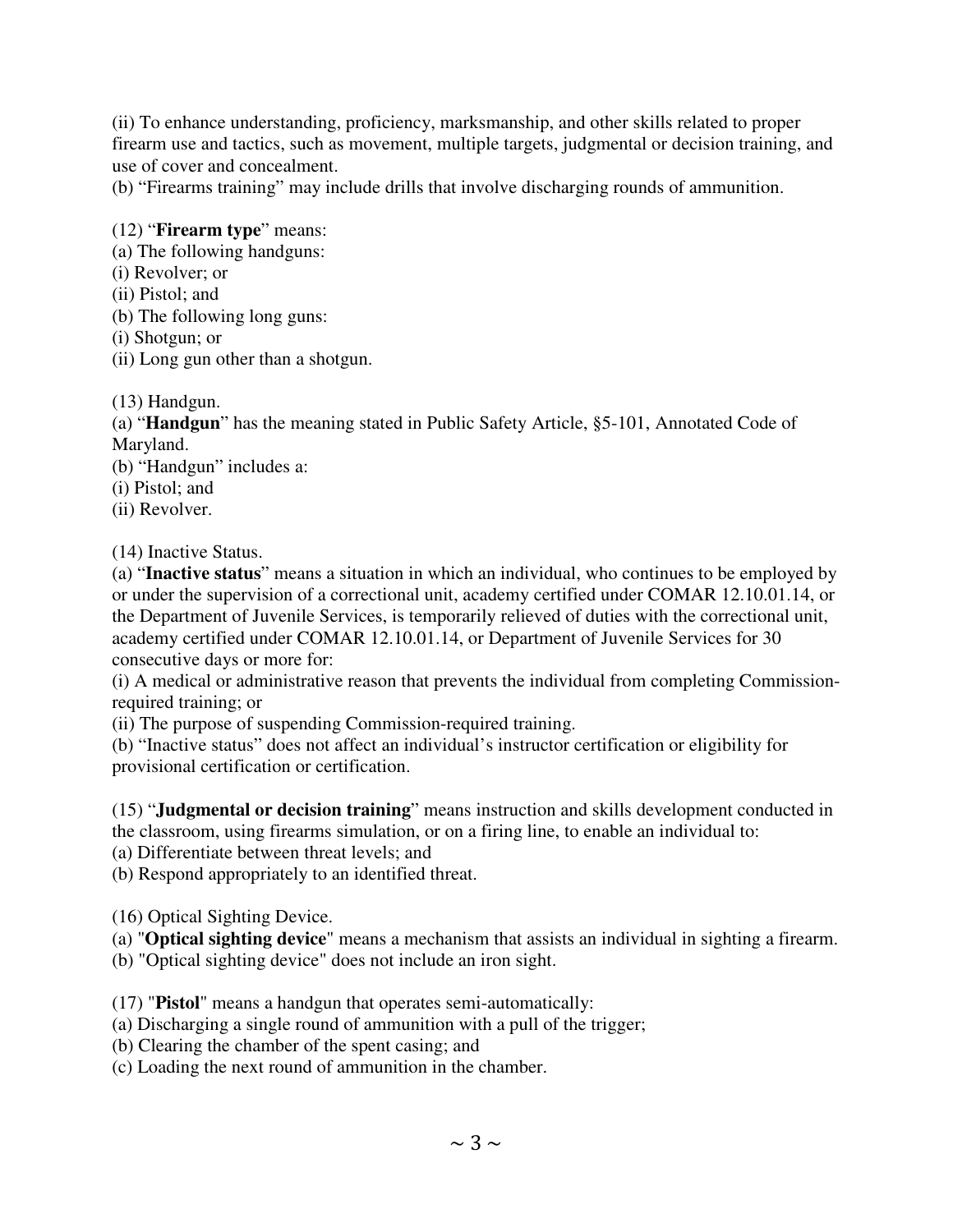(ii) To enhance understanding, proficiency, marksmanship, and other skills related to proper firearm use and tactics, such as movement, multiple targets, judgmental or decision training, and use of cover and concealment.
(b) "Firearms training" may include drills that involve discharging rounds of ammunition.

(12) "**Firearm type**" means:
(a) The following handguns:
(i) Revolver; or
(ii) Pistol; and
(b) The following long guns:
(i) Shotgun; or
(ii) Long gun other than a shotgun.

(13) Handgun.
(a) "**Handgun**" has the meaning stated in Public Safety Article, §5-101, Annotated Code of Maryland.
(b) "Handgun" includes a:
(i) Pistol; and
(ii) Revolver.

(14) Inactive Status.
(a) "**Inactive status**" means a situation in which an individual, who continues to be employed by or under the supervision of a correctional unit, academy certified under COMAR 12.10.01.14, or the Department of Juvenile Services, is temporarily relieved of duties with the correctional unit, academy certified under COMAR 12.10.01.14, or Department of Juvenile Services for 30 consecutive days or more for:
(i) A medical or administrative reason that prevents the individual from completing Commission-required training; or
(ii) The purpose of suspending Commission-required training.
(b) "Inactive status" does not affect an individual's instructor certification or eligibility for provisional certification or certification.

(15) "**Judgmental or decision training**" means instruction and skills development conducted in the classroom, using firearms simulation, or on a firing line, to enable an individual to:
(a) Differentiate between threat levels; and
(b) Respond appropriately to an identified threat.

(16) Optical Sighting Device.
(a) "**Optical sighting device**" means a mechanism that assists an individual in sighting a firearm.
(b) "Optical sighting device" does not include an iron sight.

(17) "**Pistol**" means a handgun that operates semi-automatically:
(a) Discharging a single round of ammunition with a pull of the trigger;
(b) Clearing the chamber of the spent casing; and
(c) Loading the next round of ammunition in the chamber.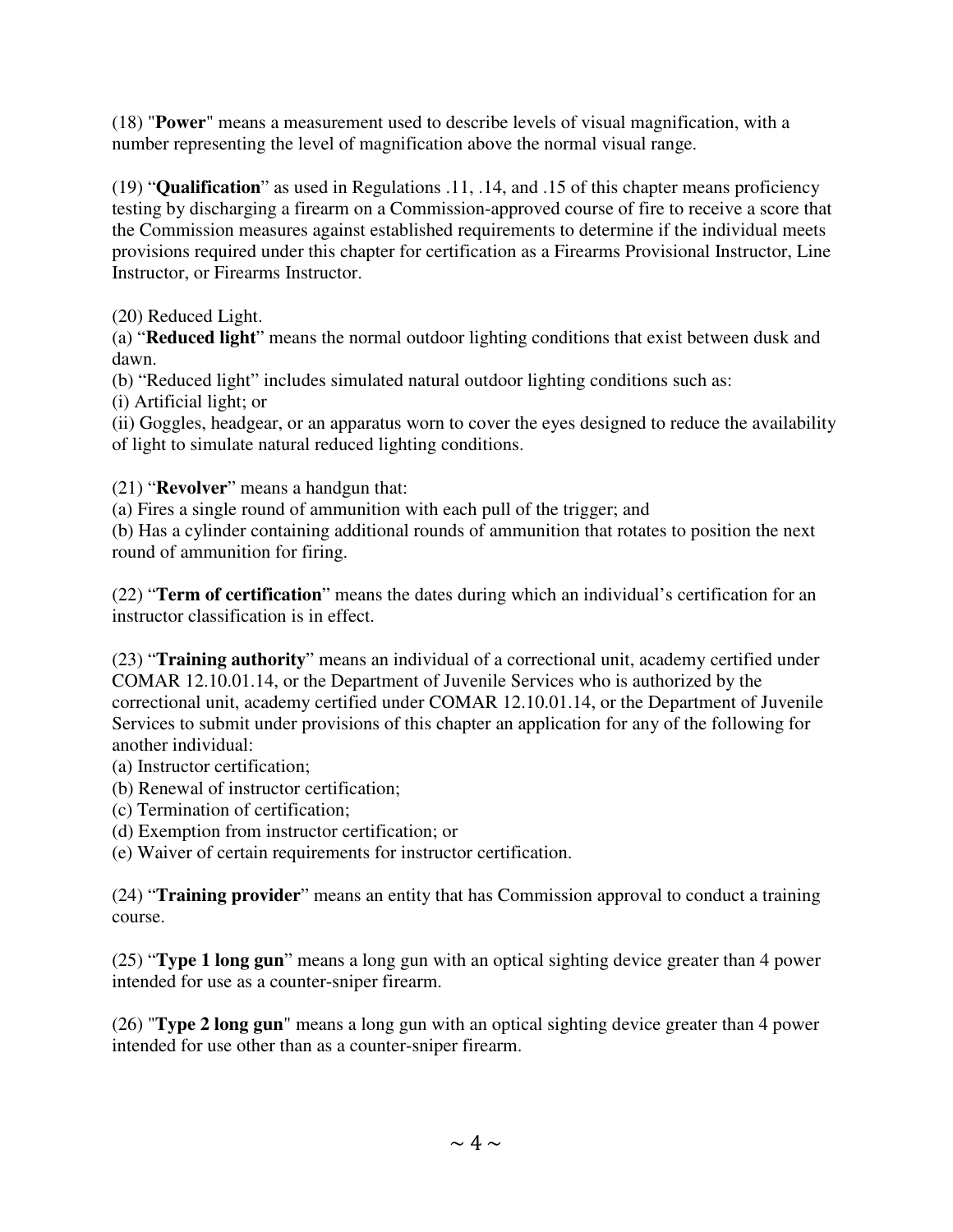(18) "**Power**" means a measurement used to describe levels of visual magnification, with a number representing the level of magnification above the normal visual range.

(19) "**Qualification**" as used in Regulations .11, .14, and .15 of this chapter means proficiency testing by discharging a firearm on a Commission-approved course of fire to receive a score that the Commission measures against established requirements to determine if the individual meets provisions required under this chapter for certification as a Firearms Provisional Instructor, Line Instructor, or Firearms Instructor.

(20) Reduced Light.
(a) "**Reduced light**" means the normal outdoor lighting conditions that exist between dusk and dawn.
(b) "Reduced light" includes simulated natural outdoor lighting conditions such as:
(i) Artificial light; or
(ii) Goggles, headgear, or an apparatus worn to cover the eyes designed to reduce the availability of light to simulate natural reduced lighting conditions.

(21) "**Revolver**" means a handgun that:
(a) Fires a single round of ammunition with each pull of the trigger; and
(b) Has a cylinder containing additional rounds of ammunition that rotates to position the next round of ammunition for firing.

(22) "**Term of certification**" means the dates during which an individual's certification for an instructor classification is in effect.

(23) "**Training authority**" means an individual of a correctional unit, academy certified under COMAR 12.10.01.14, or the Department of Juvenile Services who is authorized by the correctional unit, academy certified under COMAR 12.10.01.14, or the Department of Juvenile Services to submit under provisions of this chapter an application for any of the following for another individual:
(a) Instructor certification;
(b) Renewal of instructor certification;
(c) Termination of certification;
(d) Exemption from instructor certification; or
(e) Waiver of certain requirements for instructor certification.

(24) "**Training provider**" means an entity that has Commission approval to conduct a training course.

(25) "**Type 1 long gun**" means a long gun with an optical sighting device greater than 4 power intended for use as a counter-sniper firearm.

(26) "**Type 2 long gun**" means a long gun with an optical sighting device greater than 4 power intended for use other than as a counter-sniper firearm.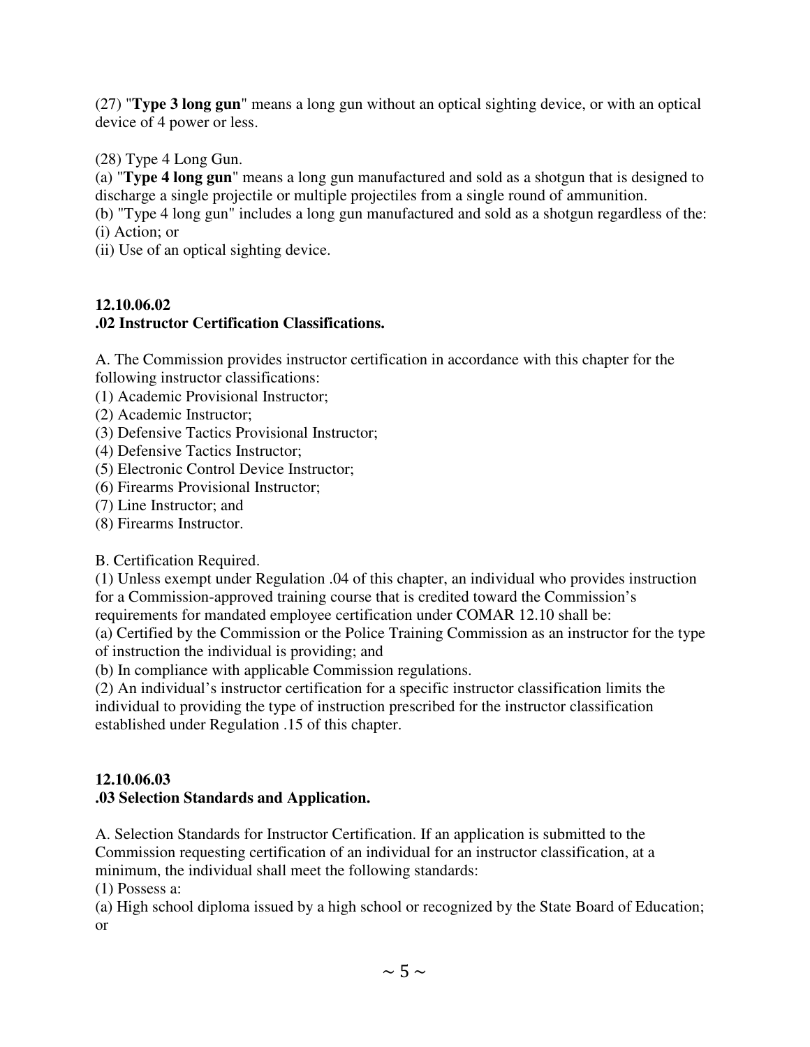(27) "**Type 3 long gun**" means a long gun without an optical sighting device, or with an optical device of 4 power or less.

(28) Type 4 Long Gun.

(a) "**Type 4 long gun**" means a long gun manufactured and sold as a shotgun that is designed to discharge a single projectile or multiple projectiles from a single round of ammunition.

(b) "Type 4 long gun" includes a long gun manufactured and sold as a shotgun regardless of the:

(i) Action; or

(ii) Use of an optical sighting device.

**12.10.06.02**
**.02 Instructor Certification Classifications.**

A. The Commission provides instructor certification in accordance with this chapter for the following instructor classifications:

(1) Academic Provisional Instructor;

(2) Academic Instructor;

(3) Defensive Tactics Provisional Instructor;

(4) Defensive Tactics Instructor;

(5) Electronic Control Device Instructor;

(6) Firearms Provisional Instructor;

(7) Line Instructor; and

(8) Firearms Instructor.

B. Certification Required.

(1) Unless exempt under Regulation .04 of this chapter, an individual who provides instruction for a Commission-approved training course that is credited toward the Commission's requirements for mandated employee certification under COMAR 12.10 shall be:

(a) Certified by the Commission or the Police Training Commission as an instructor for the type of instruction the individual is providing; and

(b) In compliance with applicable Commission regulations.

(2) An individual's instructor certification for a specific instructor classification limits the individual to providing the type of instruction prescribed for the instructor classification established under Regulation .15 of this chapter.

**12.10.06.03**
**.03 Selection Standards and Application.**

A. Selection Standards for Instructor Certification. If an application is submitted to the Commission requesting certification of an individual for an instructor classification, at a minimum, the individual shall meet the following standards:

(1) Possess a:

(a) High school diploma issued by a high school or recognized by the State Board of Education; or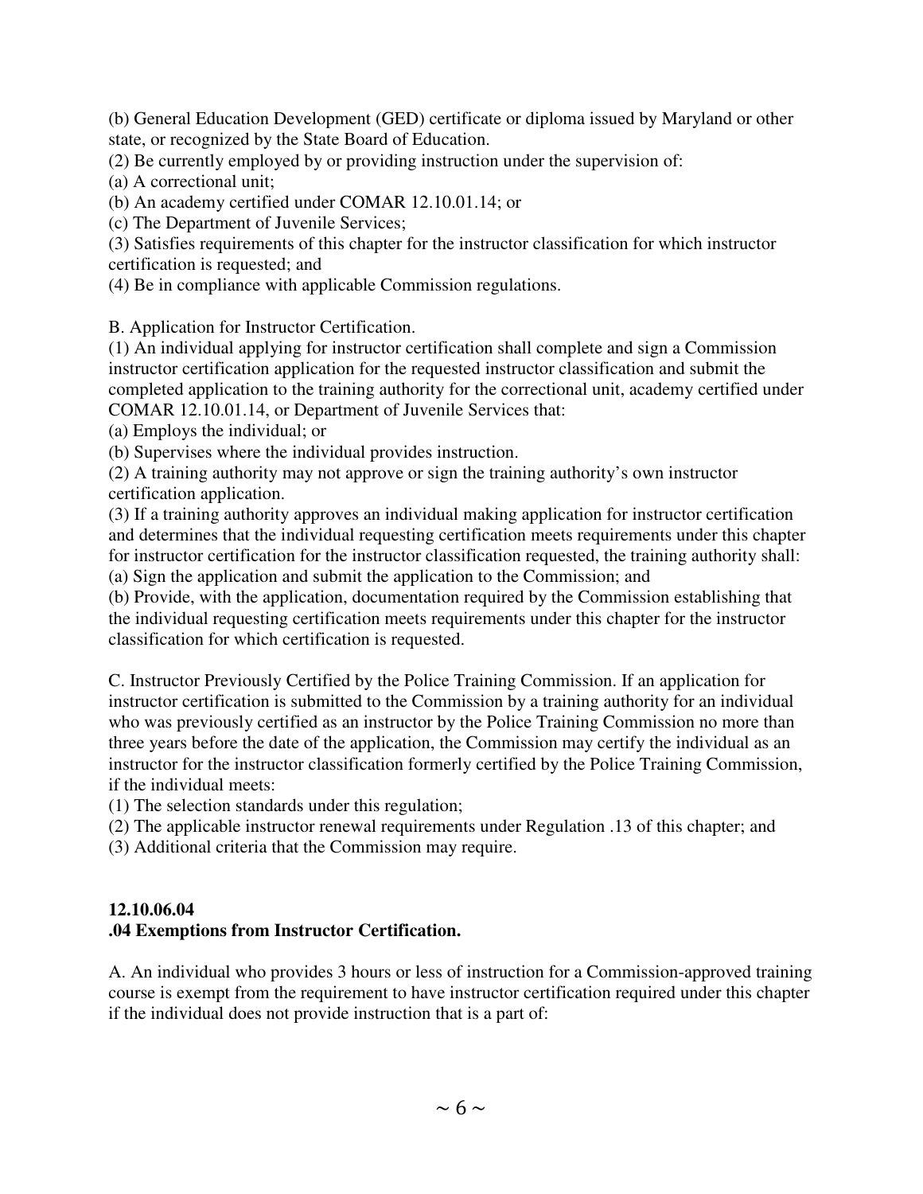(b) General Education Development (GED) certificate or diploma issued by Maryland or other state, or recognized by the State Board of Education.

(2) Be currently employed by or providing instruction under the supervision of:

(a) A correctional unit;

(b) An academy certified under COMAR 12.10.01.14; or

(c) The Department of Juvenile Services;

(3) Satisfies requirements of this chapter for the instructor classification for which instructor certification is requested; and

(4) Be in compliance with applicable Commission regulations.

B. Application for Instructor Certification.

(1) An individual applying for instructor certification shall complete and sign a Commission instructor certification application for the requested instructor classification and submit the completed application to the training authority for the correctional unit, academy certified under COMAR 12.10.01.14, or Department of Juvenile Services that:

(a) Employs the individual; or

(b) Supervises where the individual provides instruction.

(2) A training authority may not approve or sign the training authority's own instructor certification application.

(3) If a training authority approves an individual making application for instructor certification and determines that the individual requesting certification meets requirements under this chapter for instructor certification for the instructor classification requested, the training authority shall:

(a) Sign the application and submit the application to the Commission; and

(b) Provide, with the application, documentation required by the Commission establishing that the individual requesting certification meets requirements under this chapter for the instructor classification for which certification is requested.

C. Instructor Previously Certified by the Police Training Commission. If an application for instructor certification is submitted to the Commission by a training authority for an individual who was previously certified as an instructor by the Police Training Commission no more than three years before the date of the application, the Commission may certify the individual as an instructor for the instructor classification formerly certified by the Police Training Commission, if the individual meets:

(1) The selection standards under this regulation;

(2) The applicable instructor renewal requirements under Regulation .13 of this chapter; and

(3) Additional criteria that the Commission may require.

**12.10.06.04**
**.04 Exemptions from Instructor Certification.**

A. An individual who provides 3 hours or less of instruction for a Commission-approved training course is exempt from the requirement to have instructor certification required under this chapter if the individual does not provide instruction that is a part of: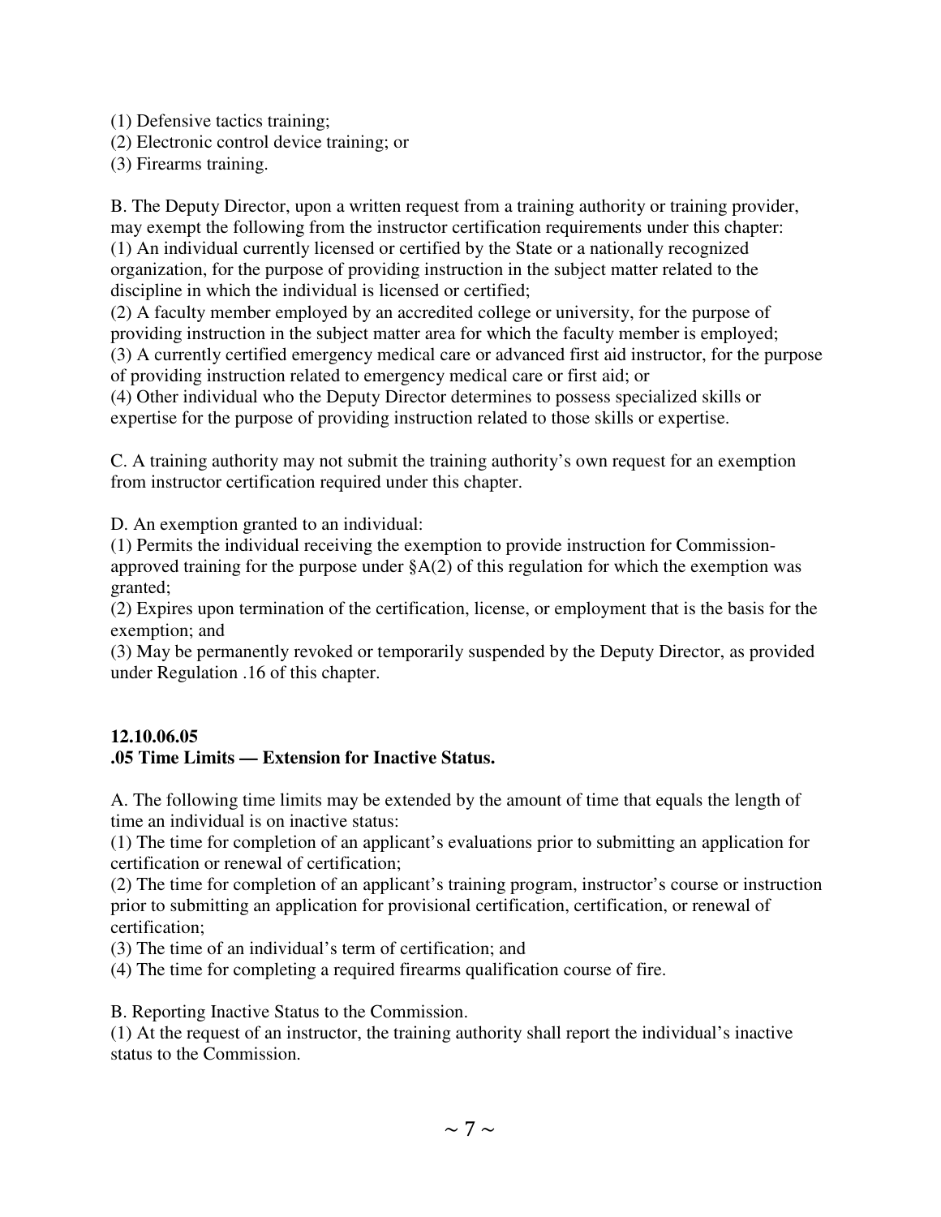(1) Defensive tactics training;
(2) Electronic control device training; or
(3) Firearms training.

B. The Deputy Director, upon a written request from a training authority or training provider, may exempt the following from the instructor certification requirements under this chapter:
(1) An individual currently licensed or certified by the State or a nationally recognized organization, for the purpose of providing instruction in the subject matter related to the discipline in which the individual is licensed or certified;
(2) A faculty member employed by an accredited college or university, for the purpose of providing instruction in the subject matter area for which the faculty member is employed;
(3) A currently certified emergency medical care or advanced first aid instructor, for the purpose of providing instruction related to emergency medical care or first aid; or
(4) Other individual who the Deputy Director determines to possess specialized skills or expertise for the purpose of providing instruction related to those skills or expertise.

C. A training authority may not submit the training authority's own request for an exemption from instructor certification required under this chapter.

D. An exemption granted to an individual:
(1) Permits the individual receiving the exemption to provide instruction for Commission-approved training for the purpose under §A(2) of this regulation for which the exemption was granted;
(2) Expires upon termination of the certification, license, or employment that is the basis for the exemption; and
(3) May be permanently revoked or temporarily suspended by the Deputy Director, as provided under Regulation .16 of this chapter.

### 12.10.06.05
### .05 Time Limits — Extension for Inactive Status.

A. The following time limits may be extended by the amount of time that equals the length of time an individual is on inactive status:
(1) The time for completion of an applicant's evaluations prior to submitting an application for certification or renewal of certification;
(2) The time for completion of an applicant's training program, instructor's course or instruction prior to submitting an application for provisional certification, certification, or renewal of certification;
(3) The time of an individual's term of certification; and
(4) The time for completing a required firearms qualification course of fire.

B. Reporting Inactive Status to the Commission.
(1) At the request of an instructor, the training authority shall report the individual's inactive status to the Commission.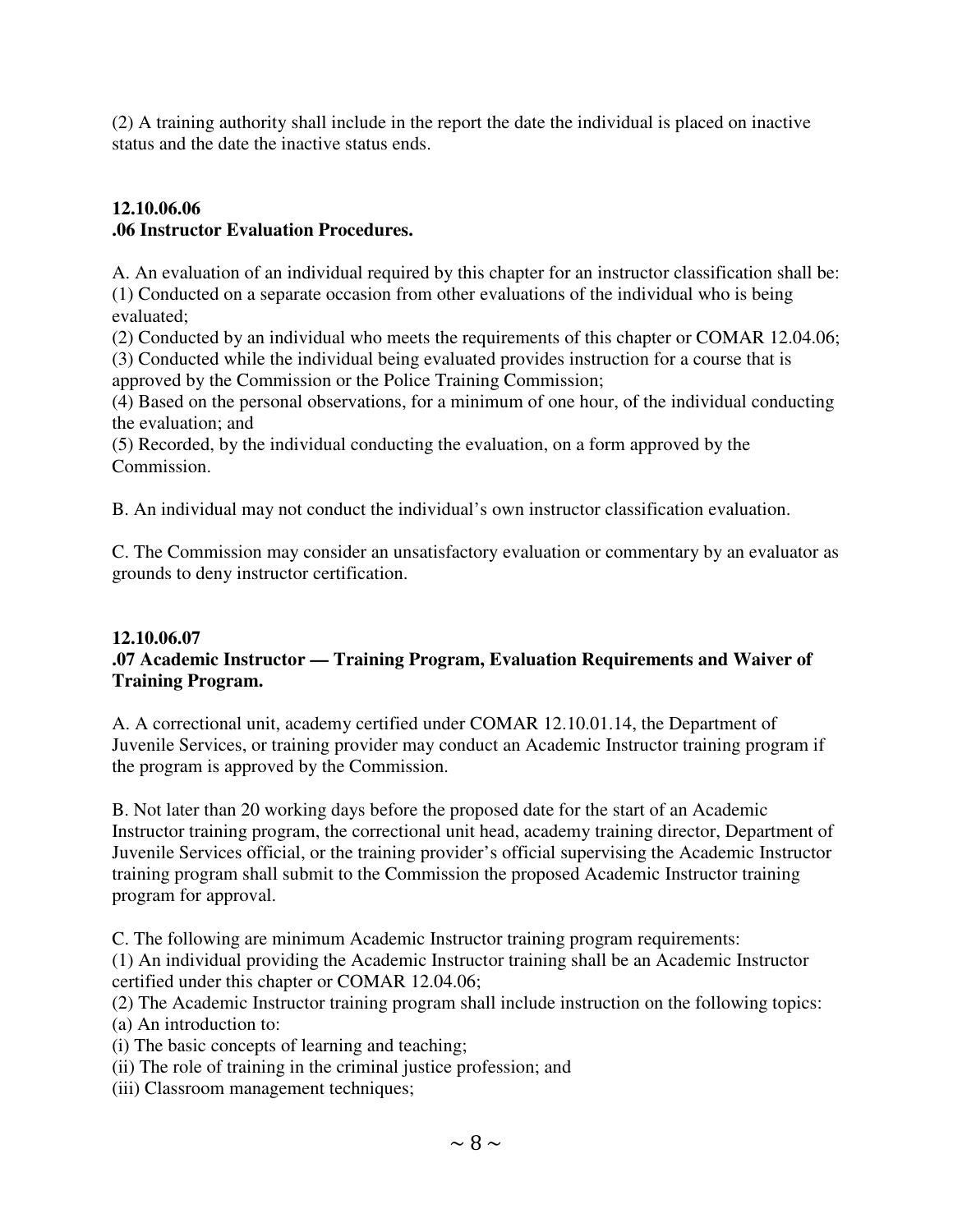(2) A training authority shall include in the report the date the individual is placed on inactive status and the date the inactive status ends.

**12.10.06.06**
**.06 Instructor Evaluation Procedures.**

A. An evaluation of an individual required by this chapter for an instructor classification shall be:
(1) Conducted on a separate occasion from other evaluations of the individual who is being evaluated;
(2) Conducted by an individual who meets the requirements of this chapter or COMAR 12.04.06;
(3) Conducted while the individual being evaluated provides instruction for a course that is approved by the Commission or the Police Training Commission;
(4) Based on the personal observations, for a minimum of one hour, of the individual conducting the evaluation; and
(5) Recorded, by the individual conducting the evaluation, on a form approved by the Commission.

B. An individual may not conduct the individual's own instructor classification evaluation.

C. The Commission may consider an unsatisfactory evaluation or commentary by an evaluator as grounds to deny instructor certification.

**12.10.06.07**
**.07 Academic Instructor — Training Program, Evaluation Requirements and Waiver of Training Program.**

A. A correctional unit, academy certified under COMAR 12.10.01.14, the Department of Juvenile Services, or training provider may conduct an Academic Instructor training program if the program is approved by the Commission.

B. Not later than 20 working days before the proposed date for the start of an Academic Instructor training program, the correctional unit head, academy training director, Department of Juvenile Services official, or the training provider's official supervising the Academic Instructor training program shall submit to the Commission the proposed Academic Instructor training program for approval.

C. The following are minimum Academic Instructor training program requirements:
(1) An individual providing the Academic Instructor training shall be an Academic Instructor certified under this chapter or COMAR 12.04.06;
(2) The Academic Instructor training program shall include instruction on the following topics:
(a) An introduction to:
(i) The basic concepts of learning and teaching;
(ii) The role of training in the criminal justice profession; and
(iii) Classroom management techniques;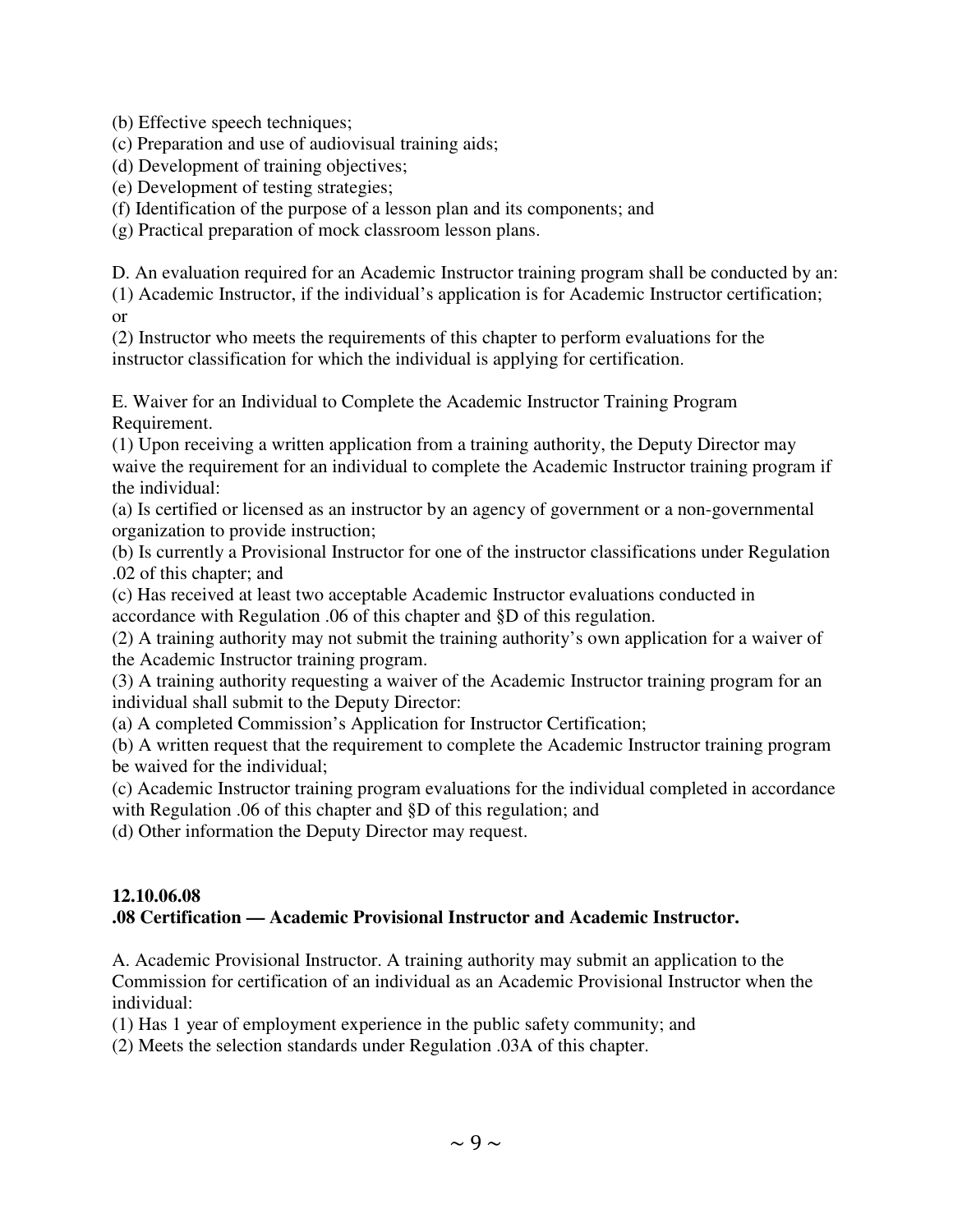(b) Effective speech techniques;
(c) Preparation and use of audiovisual training aids;
(d) Development of training objectives;
(e) Development of testing strategies;
(f) Identification of the purpose of a lesson plan and its components; and
(g) Practical preparation of mock classroom lesson plans.

D. An evaluation required for an Academic Instructor training program shall be conducted by an:
(1) Academic Instructor, if the individual's application is for Academic Instructor certification; or
(2) Instructor who meets the requirements of this chapter to perform evaluations for the instructor classification for which the individual is applying for certification.

E. Waiver for an Individual to Complete the Academic Instructor Training Program Requirement.
(1) Upon receiving a written application from a training authority, the Deputy Director may waive the requirement for an individual to complete the Academic Instructor training program if the individual:
(a) Is certified or licensed as an instructor by an agency of government or a non-governmental organization to provide instruction;
(b) Is currently a Provisional Instructor for one of the instructor classifications under Regulation .02 of this chapter; and
(c) Has received at least two acceptable Academic Instructor evaluations conducted in accordance with Regulation .06 of this chapter and §D of this regulation.
(2) A training authority may not submit the training authority's own application for a waiver of the Academic Instructor training program.
(3) A training authority requesting a waiver of the Academic Instructor training program for an individual shall submit to the Deputy Director:
(a) A completed Commission's Application for Instructor Certification;
(b) A written request that the requirement to complete the Academic Instructor training program be waived for the individual;
(c) Academic Instructor training program evaluations for the individual completed in accordance with Regulation .06 of this chapter and §D of this regulation; and
(d) Other information the Deputy Director may request.

**12.10.06.08**
**.08 Certification — Academic Provisional Instructor and Academic Instructor.**

A. Academic Provisional Instructor. A training authority may submit an application to the Commission for certification of an individual as an Academic Provisional Instructor when the individual:
(1) Has 1 year of employment experience in the public safety community; and
(2) Meets the selection standards under Regulation .03A of this chapter.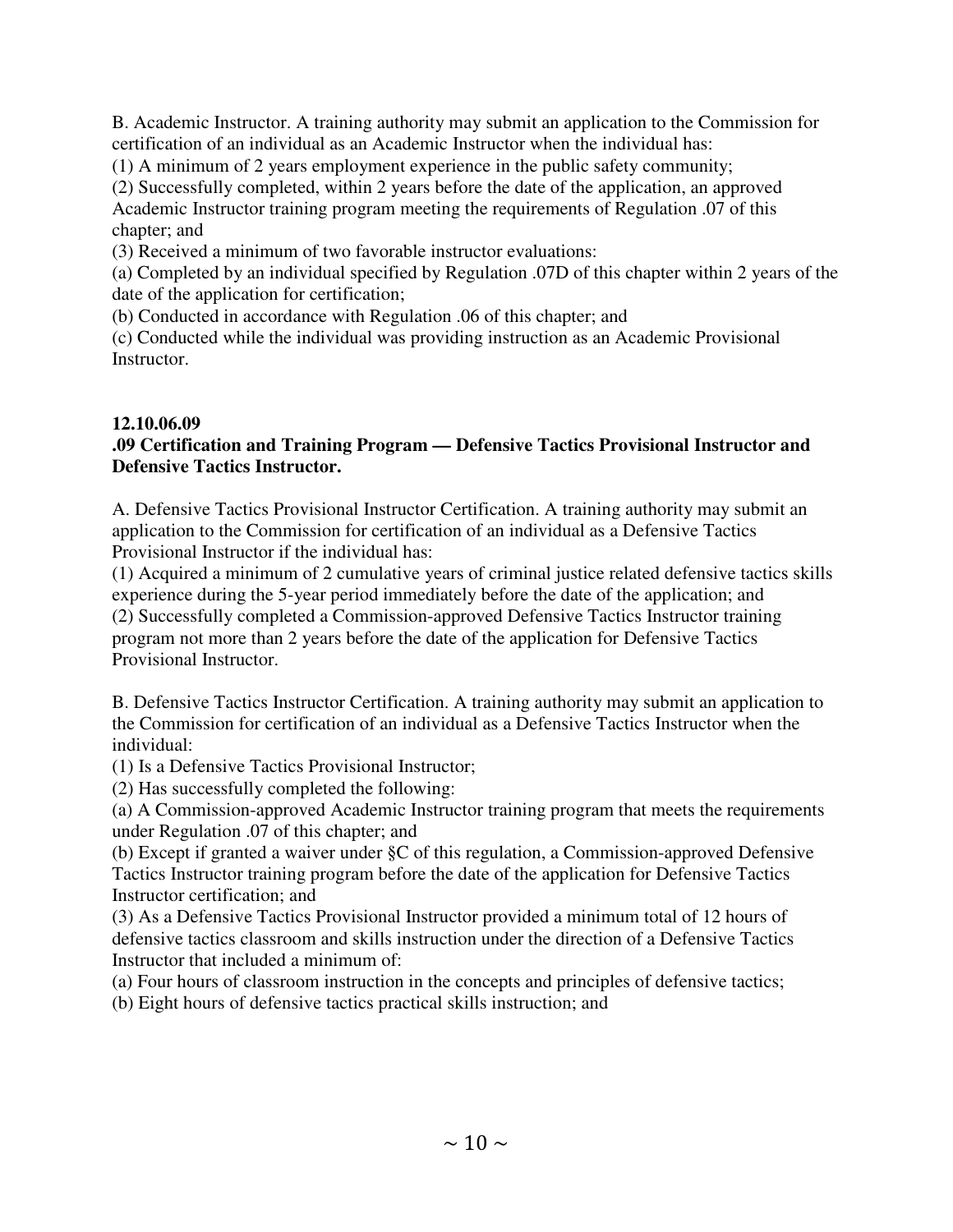B. Academic Instructor. A training authority may submit an application to the Commission for certification of an individual as an Academic Instructor when the individual has:

(1) A minimum of 2 years employment experience in the public safety community;

(2) Successfully completed, within 2 years before the date of the application, an approved Academic Instructor training program meeting the requirements of Regulation .07 of this chapter; and

(3) Received a minimum of two favorable instructor evaluations:

(a) Completed by an individual specified by Regulation .07D of this chapter within 2 years of the date of the application for certification;

(b) Conducted in accordance with Regulation .06 of this chapter; and

(c) Conducted while the individual was providing instruction as an Academic Provisional Instructor.

**12.10.06.09**

**.09 Certification and Training Program — Defensive Tactics Provisional Instructor and Defensive Tactics Instructor.**

A. Defensive Tactics Provisional Instructor Certification. A training authority may submit an application to the Commission for certification of an individual as a Defensive Tactics Provisional Instructor if the individual has:

(1) Acquired a minimum of 2 cumulative years of criminal justice related defensive tactics skills experience during the 5-year period immediately before the date of the application; and

(2) Successfully completed a Commission-approved Defensive Tactics Instructor training program not more than 2 years before the date of the application for Defensive Tactics Provisional Instructor.

B. Defensive Tactics Instructor Certification. A training authority may submit an application to the Commission for certification of an individual as a Defensive Tactics Instructor when the individual:

(1) Is a Defensive Tactics Provisional Instructor;

(2) Has successfully completed the following:

(a) A Commission-approved Academic Instructor training program that meets the requirements under Regulation .07 of this chapter; and

(b) Except if granted a waiver under §C of this regulation, a Commission-approved Defensive Tactics Instructor training program before the date of the application for Defensive Tactics Instructor certification; and

(3) As a Defensive Tactics Provisional Instructor provided a minimum total of 12 hours of defensive tactics classroom and skills instruction under the direction of a Defensive Tactics Instructor that included a minimum of:

(a) Four hours of classroom instruction in the concepts and principles of defensive tactics;

(b) Eight hours of defensive tactics practical skills instruction; and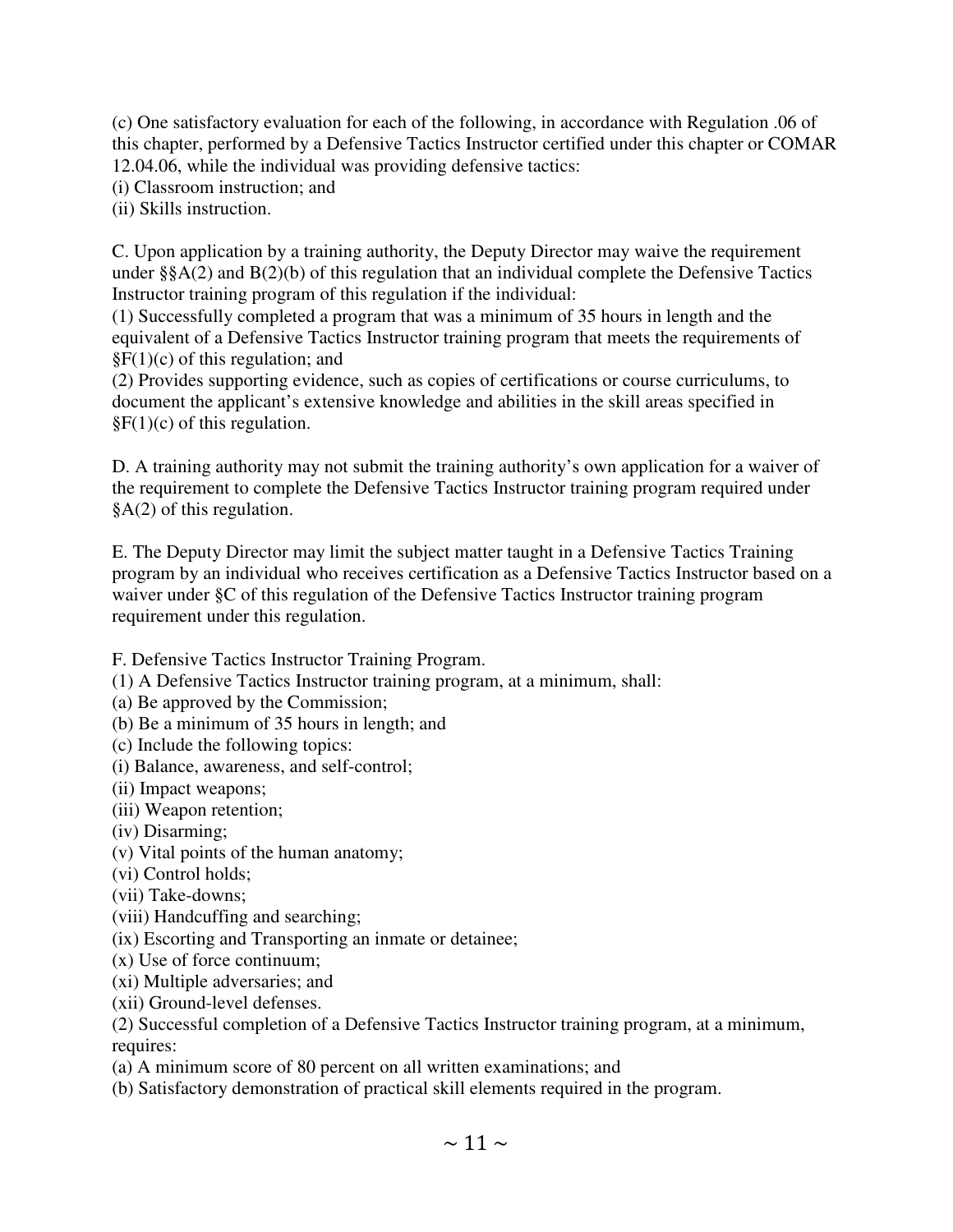(c) One satisfactory evaluation for each of the following, in accordance with Regulation .06 of this chapter, performed by a Defensive Tactics Instructor certified under this chapter or COMAR 12.04.06, while the individual was providing defensive tactics:
(i) Classroom instruction; and
(ii) Skills instruction.

C. Upon application by a training authority, the Deputy Director may waive the requirement under §§A(2) and B(2)(b) of this regulation that an individual complete the Defensive Tactics Instructor training program of this regulation if the individual:
(1) Successfully completed a program that was a minimum of 35 hours in length and the equivalent of a Defensive Tactics Instructor training program that meets the requirements of §F(1)(c) of this regulation; and
(2) Provides supporting evidence, such as copies of certifications or course curriculums, to document the applicant's extensive knowledge and abilities in the skill areas specified in §F(1)(c) of this regulation.

D. A training authority may not submit the training authority's own application for a waiver of the requirement to complete the Defensive Tactics Instructor training program required under §A(2) of this regulation.

E. The Deputy Director may limit the subject matter taught in a Defensive Tactics Training program by an individual who receives certification as a Defensive Tactics Instructor based on a waiver under §C of this regulation of the Defensive Tactics Instructor training program requirement under this regulation.

F. Defensive Tactics Instructor Training Program.
(1) A Defensive Tactics Instructor training program, at a minimum, shall:
(a) Be approved by the Commission;
(b) Be a minimum of 35 hours in length; and
(c) Include the following topics:
(i) Balance, awareness, and self-control;
(ii) Impact weapons;
(iii) Weapon retention;
(iv) Disarming;
(v) Vital points of the human anatomy;
(vi) Control holds;
(vii) Take-downs;
(viii) Handcuffing and searching;
(ix) Escorting and Transporting an inmate or detainee;
(x) Use of force continuum;
(xi) Multiple adversaries; and
(xii) Ground-level defenses.
(2) Successful completion of a Defensive Tactics Instructor training program, at a minimum, requires:
(a) A minimum score of 80 percent on all written examinations; and
(b) Satisfactory demonstration of practical skill elements required in the program.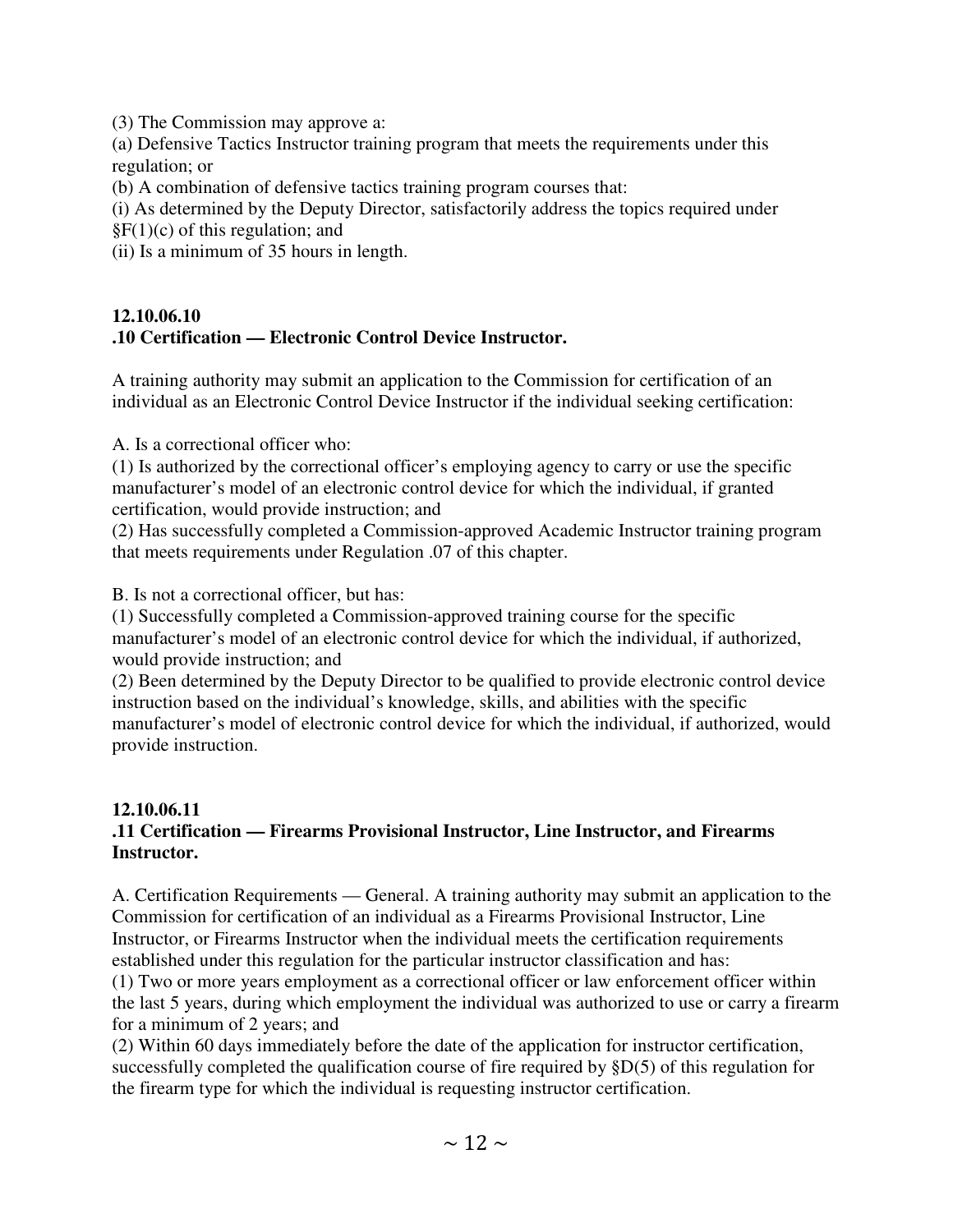(3) The Commission may approve a:

(a) Defensive Tactics Instructor training program that meets the requirements under this regulation; or

(b) A combination of defensive tactics training program courses that:

(i) As determined by the Deputy Director, satisfactorily address the topics required under §F(1)(c) of this regulation; and

(ii) Is a minimum of 35 hours in length.

**12.10.06.10**
**.10 Certification — Electronic Control Device Instructor.**

A training authority may submit an application to the Commission for certification of an individual as an Electronic Control Device Instructor if the individual seeking certification:

A. Is a correctional officer who:

(1) Is authorized by the correctional officer's employing agency to carry or use the specific manufacturer's model of an electronic control device for which the individual, if granted certification, would provide instruction; and

(2) Has successfully completed a Commission-approved Academic Instructor training program that meets requirements under Regulation .07 of this chapter.

B. Is not a correctional officer, but has:

(1) Successfully completed a Commission-approved training course for the specific manufacturer's model of an electronic control device for which the individual, if authorized, would provide instruction; and

(2) Been determined by the Deputy Director to be qualified to provide electronic control device instruction based on the individual's knowledge, skills, and abilities with the specific manufacturer's model of electronic control device for which the individual, if authorized, would provide instruction.

**12.10.06.11**
**.11 Certification — Firearms Provisional Instructor, Line Instructor, and Firearms Instructor.**

A. Certification Requirements — General. A training authority may submit an application to the Commission for certification of an individual as a Firearms Provisional Instructor, Line Instructor, or Firearms Instructor when the individual meets the certification requirements established under this regulation for the particular instructor classification and has:

(1) Two or more years employment as a correctional officer or law enforcement officer within the last 5 years, during which employment the individual was authorized to use or carry a firearm for a minimum of 2 years; and

(2) Within 60 days immediately before the date of the application for instructor certification, successfully completed the qualification course of fire required by §D(5) of this regulation for the firearm type for which the individual is requesting instructor certification.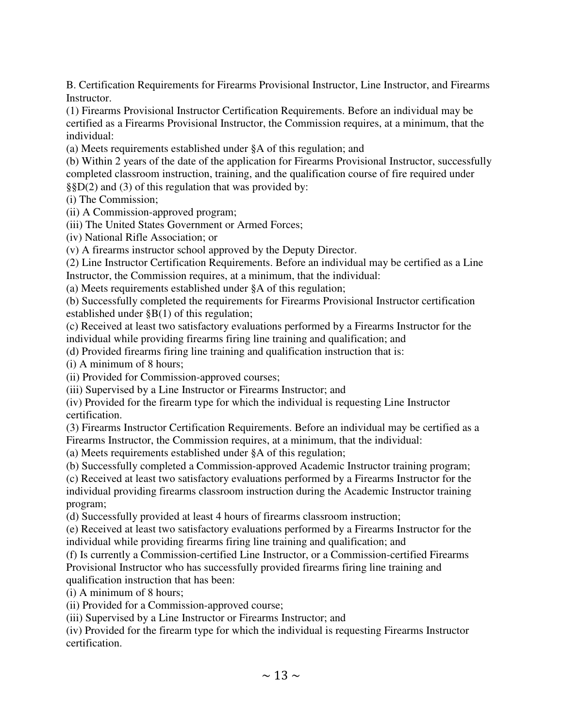B. Certification Requirements for Firearms Provisional Instructor, Line Instructor, and Firearms Instructor.

(1) Firearms Provisional Instructor Certification Requirements. Before an individual may be certified as a Firearms Provisional Instructor, the Commission requires, at a minimum, that the individual:

(a) Meets requirements established under §A of this regulation; and

(b) Within 2 years of the date of the application for Firearms Provisional Instructor, successfully completed classroom instruction, training, and the qualification course of fire required under §§D(2) and (3) of this regulation that was provided by:

(i) The Commission;

(ii) A Commission-approved program;

(iii) The United States Government or Armed Forces;

(iv) National Rifle Association; or

(v) A firearms instructor school approved by the Deputy Director.

(2) Line Instructor Certification Requirements. Before an individual may be certified as a Line Instructor, the Commission requires, at a minimum, that the individual:

(a) Meets requirements established under §A of this regulation;

(b) Successfully completed the requirements for Firearms Provisional Instructor certification established under §B(1) of this regulation;

(c) Received at least two satisfactory evaluations performed by a Firearms Instructor for the individual while providing firearms firing line training and qualification; and

(d) Provided firearms firing line training and qualification instruction that is:

(i) A minimum of 8 hours;

(ii) Provided for Commission-approved courses;

(iii) Supervised by a Line Instructor or Firearms Instructor; and

(iv) Provided for the firearm type for which the individual is requesting Line Instructor certification.

(3) Firearms Instructor Certification Requirements. Before an individual may be certified as a Firearms Instructor, the Commission requires, at a minimum, that the individual:

(a) Meets requirements established under §A of this regulation;

(b) Successfully completed a Commission-approved Academic Instructor training program;

(c) Received at least two satisfactory evaluations performed by a Firearms Instructor for the individual providing firearms classroom instruction during the Academic Instructor training program;

(d) Successfully provided at least 4 hours of firearms classroom instruction;

(e) Received at least two satisfactory evaluations performed by a Firearms Instructor for the individual while providing firearms firing line training and qualification; and

(f) Is currently a Commission-certified Line Instructor, or a Commission-certified Firearms Provisional Instructor who has successfully provided firearms firing line training and qualification instruction that has been:

(i) A minimum of 8 hours;

(ii) Provided for a Commission-approved course;

(iii) Supervised by a Line Instructor or Firearms Instructor; and

(iv) Provided for the firearm type for which the individual is requesting Firearms Instructor certification.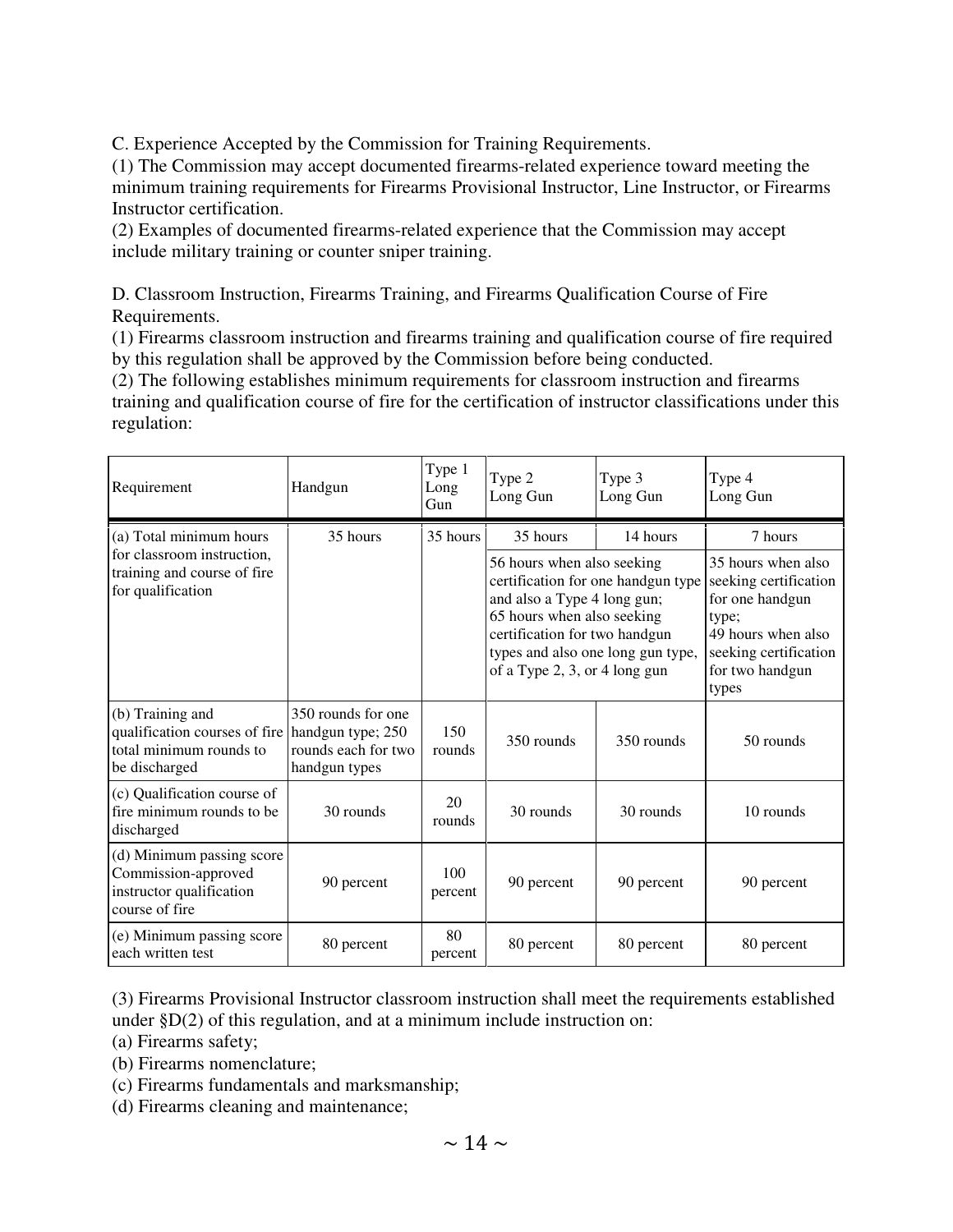C. Experience Accepted by the Commission for Training Requirements.

(1) The Commission may accept documented firearms-related experience toward meeting the minimum training requirements for Firearms Provisional Instructor, Line Instructor, or Firearms Instructor certification.

(2) Examples of documented firearms-related experience that the Commission may accept include military training or counter sniper training.

D. Classroom Instruction, Firearms Training, and Firearms Qualification Course of Fire Requirements.

(1) Firearms classroom instruction and firearms training and qualification course of fire required by this regulation shall be approved by the Commission before being conducted.

(2) The following establishes minimum requirements for classroom instruction and firearms training and qualification course of fire for the certification of instructor classifications under this regulation:

| Requirement | Handgun | Type 1 Long Gun | Type 2 Long Gun | Type 3 Long Gun | Type 4 Long Gun |
|---|---|---|---|---|---|
| (a) Total minimum hours for classroom instruction, training and course of fire for qualification | 35 hours | 35 hours | 35 hours | 14 hours | 7 hours |
| | | | 56 hours when also seeking certification for one handgun type and also a Type 4 long gun; 65 hours when also seeking certification for two handgun types and also one long gun type, of a Type 2, 3, or 4 long gun | | 35 hours when also seeking certification for one handgun type; 49 hours when also seeking certification for two handgun types |
| (b) Training and qualification courses of fire total minimum rounds to be discharged | 350 rounds for one handgun type; 250 rounds each for two handgun types | 150 rounds | 350 rounds | 350 rounds | 50 rounds |
| (c) Qualification course of fire minimum rounds to be discharged | 30 rounds | 20 rounds | 30 rounds | 30 rounds | 10 rounds |
| (d) Minimum passing score Commission-approved instructor qualification course of fire | 90 percent | 100 percent | 90 percent | 90 percent | 90 percent |
| (e) Minimum passing score each written test | 80 percent | 80 percent | 80 percent | 80 percent | 80 percent |

(3) Firearms Provisional Instructor classroom instruction shall meet the requirements established under §D(2) of this regulation, and at a minimum include instruction on:

(a) Firearms safety;

(b) Firearms nomenclature;

(c) Firearms fundamentals and marksmanship;

(d) Firearms cleaning and maintenance;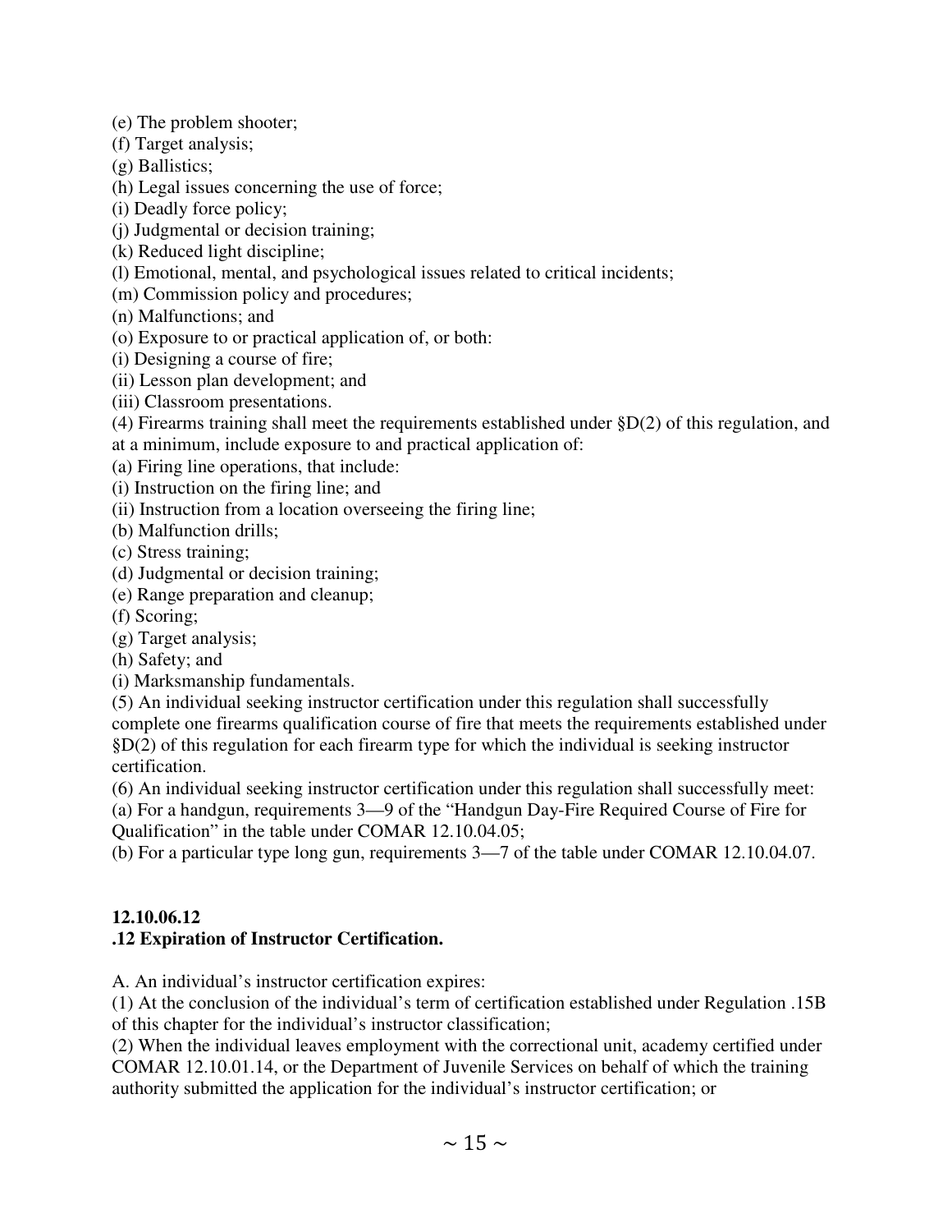(e) The problem shooter;
(f) Target analysis;
(g) Ballistics;
(h) Legal issues concerning the use of force;
(i) Deadly force policy;
(j) Judgmental or decision training;
(k) Reduced light discipline;
(l) Emotional, mental, and psychological issues related to critical incidents;
(m) Commission policy and procedures;
(n) Malfunctions; and
(o) Exposure to or practical application of, or both:
(i) Designing a course of fire;
(ii) Lesson plan development; and
(iii) Classroom presentations.
(4) Firearms training shall meet the requirements established under §D(2) of this regulation, and at a minimum, include exposure to and practical application of:
(a) Firing line operations, that include:
(i) Instruction on the firing line; and
(ii) Instruction from a location overseeing the firing line;
(b) Malfunction drills;
(c) Stress training;
(d) Judgmental or decision training;
(e) Range preparation and cleanup;
(f) Scoring;
(g) Target analysis;
(h) Safety; and
(i) Marksmanship fundamentals.
(5) An individual seeking instructor certification under this regulation shall successfully complete one firearms qualification course of fire that meets the requirements established under §D(2) of this regulation for each firearm type for which the individual is seeking instructor certification.
(6) An individual seeking instructor certification under this regulation shall successfully meet:
(a) For a handgun, requirements 3—9 of the "Handgun Day-Fire Required Course of Fire for Qualification" in the table under COMAR 12.10.04.05;
(b) For a particular type long gun, requirements 3—7 of the table under COMAR 12.10.04.07.

**12.10.06.12**
**.12 Expiration of Instructor Certification.**

A. An individual's instructor certification expires:
(1) At the conclusion of the individual's term of certification established under Regulation .15B of this chapter for the individual's instructor classification;
(2) When the individual leaves employment with the correctional unit, academy certified under COMAR 12.10.01.14, or the Department of Juvenile Services on behalf of which the training authority submitted the application for the individual's instructor certification; or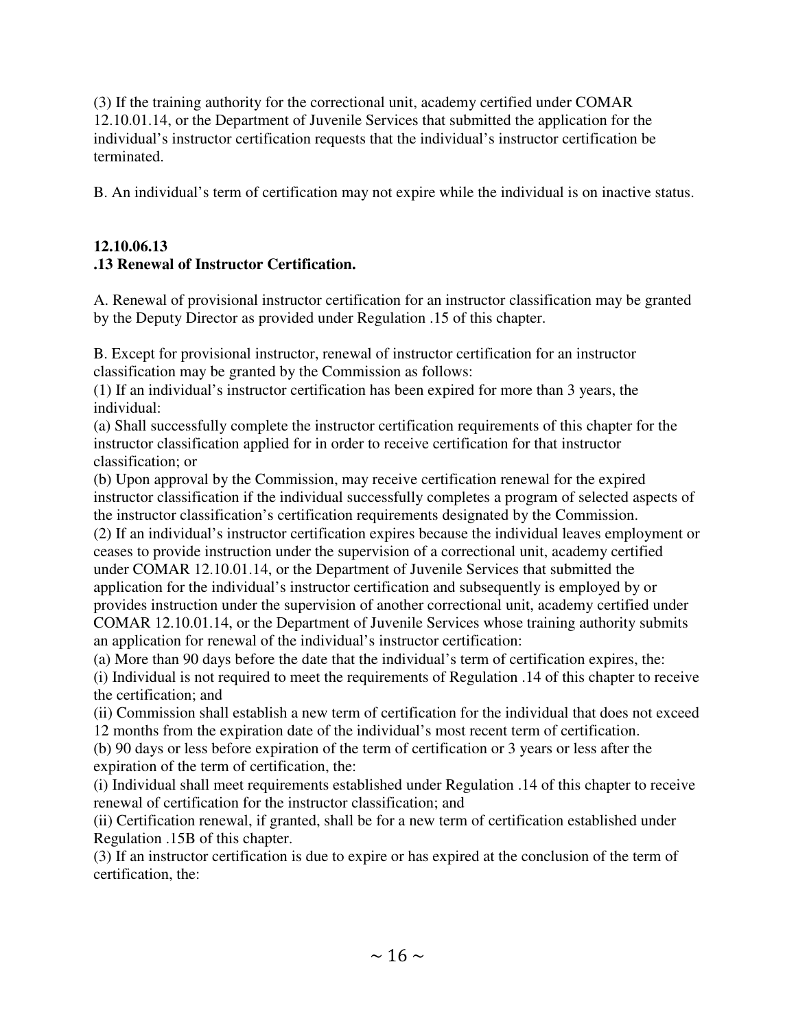(3) If the training authority for the correctional unit, academy certified under COMAR 12.10.01.14, or the Department of Juvenile Services that submitted the application for the individual's instructor certification requests that the individual's instructor certification be terminated.

B. An individual's term of certification may not expire while the individual is on inactive status.

**12.10.06.13**
**.13 Renewal of Instructor Certification.**

A. Renewal of provisional instructor certification for an instructor classification may be granted by the Deputy Director as provided under Regulation .15 of this chapter.

B. Except for provisional instructor, renewal of instructor certification for an instructor classification may be granted by the Commission as follows:
(1) If an individual's instructor certification has been expired for more than 3 years, the individual:
(a) Shall successfully complete the instructor certification requirements of this chapter for the instructor classification applied for in order to receive certification for that instructor classification; or
(b) Upon approval by the Commission, may receive certification renewal for the expired instructor classification if the individual successfully completes a program of selected aspects of the instructor classification's certification requirements designated by the Commission.
(2) If an individual's instructor certification expires because the individual leaves employment or ceases to provide instruction under the supervision of a correctional unit, academy certified under COMAR 12.10.01.14, or the Department of Juvenile Services that submitted the application for the individual's instructor certification and subsequently is employed by or provides instruction under the supervision of another correctional unit, academy certified under COMAR 12.10.01.14, or the Department of Juvenile Services whose training authority submits an application for renewal of the individual's instructor certification:
(a) More than 90 days before the date that the individual's term of certification expires, the:
(i) Individual is not required to meet the requirements of Regulation .14 of this chapter to receive the certification; and
(ii) Commission shall establish a new term of certification for the individual that does not exceed 12 months from the expiration date of the individual's most recent term of certification.
(b) 90 days or less before expiration of the term of certification or 3 years or less after the expiration of the term of certification, the:
(i) Individual shall meet requirements established under Regulation .14 of this chapter to receive renewal of certification for the instructor classification; and
(ii) Certification renewal, if granted, shall be for a new term of certification established under Regulation .15B of this chapter.
(3) If an instructor certification is due to expire or has expired at the conclusion of the term of certification, the: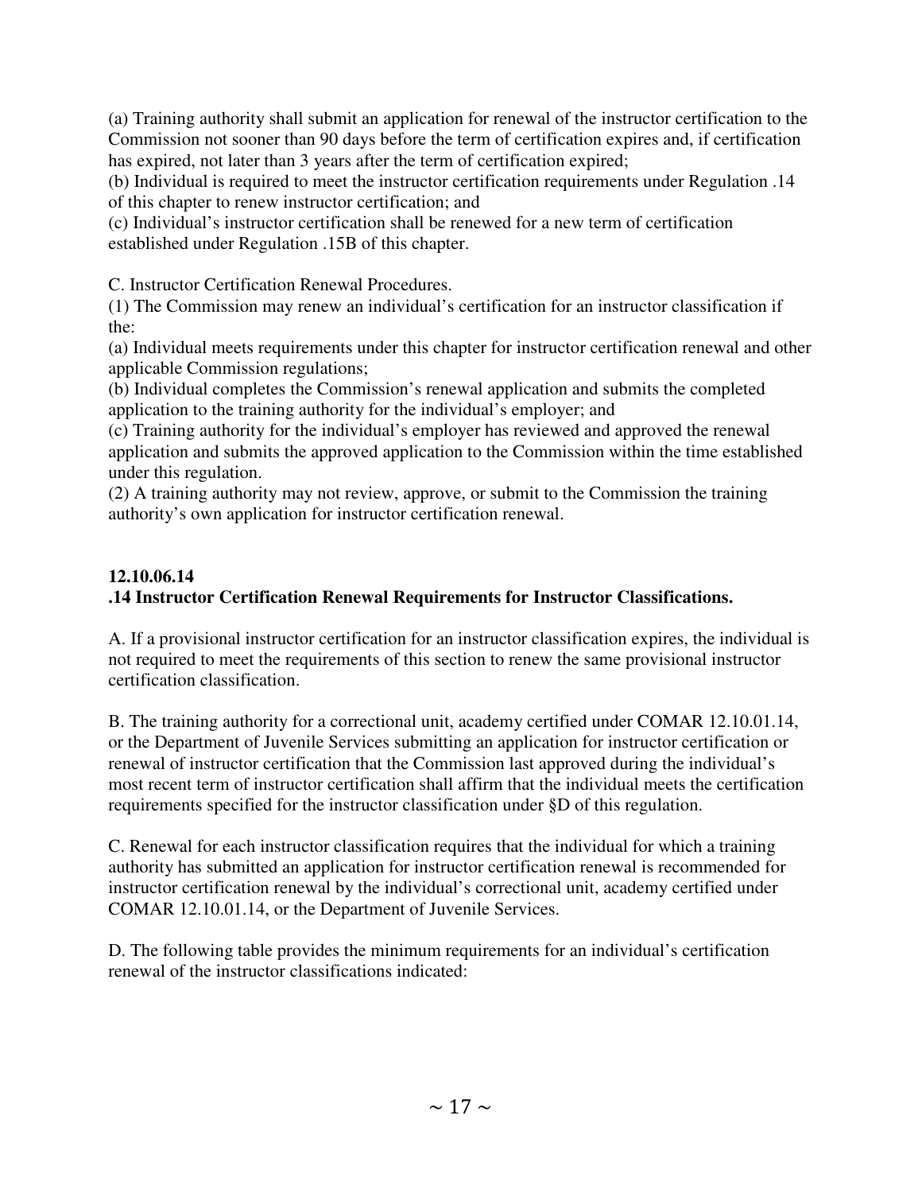(a) Training authority shall submit an application for renewal of the instructor certification to the Commission not sooner than 90 days before the term of certification expires and, if certification has expired, not later than 3 years after the term of certification expired;
(b) Individual is required to meet the instructor certification requirements under Regulation .14 of this chapter to renew instructor certification; and
(c) Individual's instructor certification shall be renewed for a new term of certification established under Regulation .15B of this chapter.

C. Instructor Certification Renewal Procedures.
(1) The Commission may renew an individual's certification for an instructor classification if the:
(a) Individual meets requirements under this chapter for instructor certification renewal and other applicable Commission regulations;
(b) Individual completes the Commission's renewal application and submits the completed application to the training authority for the individual's employer; and
(c) Training authority for the individual's employer has reviewed and approved the renewal application and submits the approved application to the Commission within the time established under this regulation.
(2) A training authority may not review, approve, or submit to the Commission the training authority's own application for instructor certification renewal.

**12.10.06.14**
**.14 Instructor Certification Renewal Requirements for Instructor Classifications.**

A. If a provisional instructor certification for an instructor classification expires, the individual is not required to meet the requirements of this section to renew the same provisional instructor certification classification.

B. The training authority for a correctional unit, academy certified under COMAR 12.10.01.14, or the Department of Juvenile Services submitting an application for instructor certification or renewal of instructor certification that the Commission last approved during the individual's most recent term of instructor certification shall affirm that the individual meets the certification requirements specified for the instructor classification under §D of this regulation.

C. Renewal for each instructor classification requires that the individual for which a training authority has submitted an application for instructor certification renewal is recommended for instructor certification renewal by the individual's correctional unit, academy certified under COMAR 12.10.01.14, or the Department of Juvenile Services.

D. The following table provides the minimum requirements for an individual's certification renewal of the instructor classifications indicated: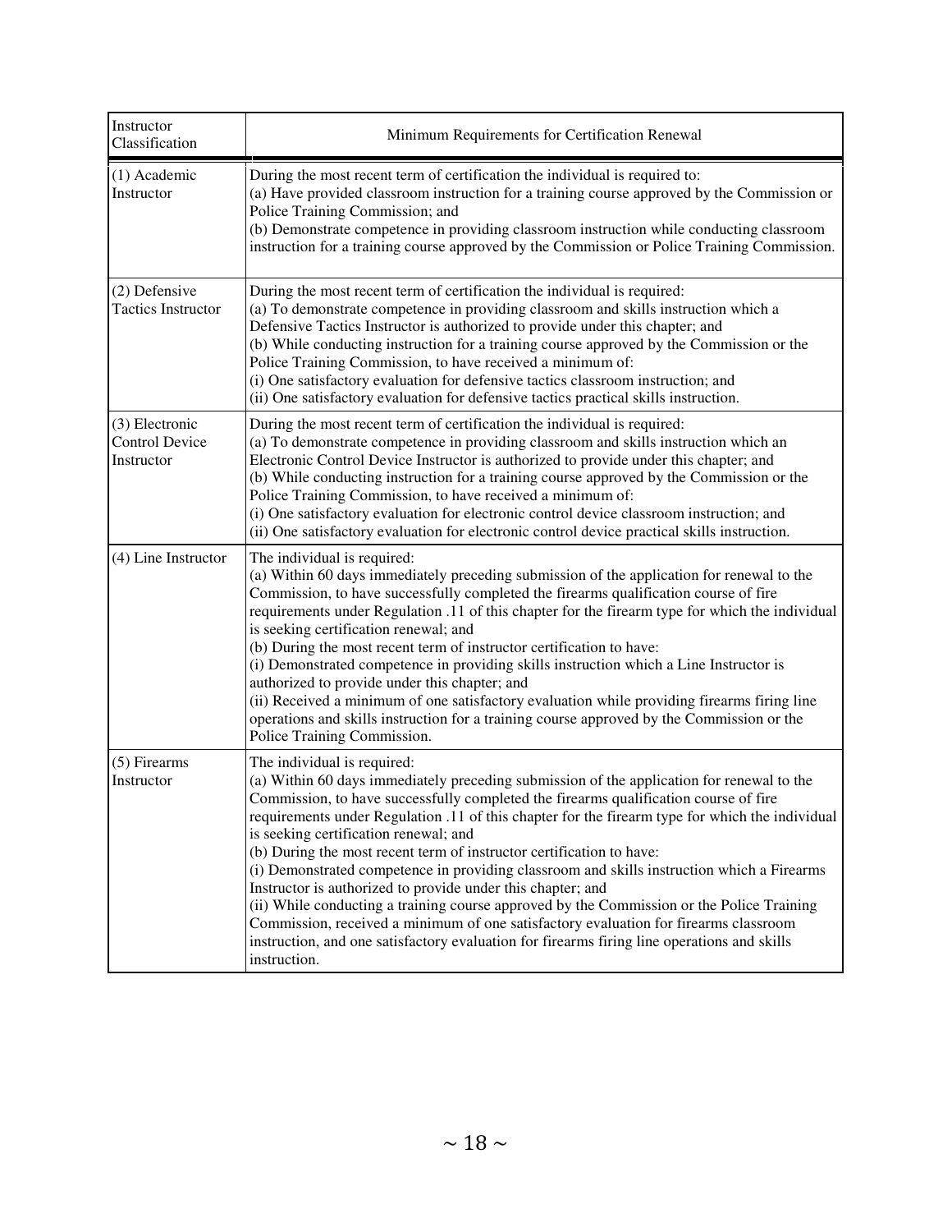| Instructor Classification | Minimum Requirements for Certification Renewal |
|---|---|
| (1) Academic Instructor | During the most recent term of certification the individual is required to:<br>(a) Have provided classroom instruction for a training course approved by the Commission or Police Training Commission; and<br>(b) Demonstrate competence in providing classroom instruction while conducting classroom instruction for a training course approved by the Commission or Police Training Commission. |
| (2) Defensive Tactics Instructor | During the most recent term of certification the individual is required:<br>(a) To demonstrate competence in providing classroom and skills instruction which a Defensive Tactics Instructor is authorized to provide under this chapter; and<br>(b) While conducting instruction for a training course approved by the Commission or the Police Training Commission, to have received a minimum of:<br>(i) One satisfactory evaluation for defensive tactics classroom instruction; and<br>(ii) One satisfactory evaluation for defensive tactics practical skills instruction. |
| (3) Electronic Control Device Instructor | During the most recent term of certification the individual is required:<br>(a) To demonstrate competence in providing classroom and skills instruction which an Electronic Control Device Instructor is authorized to provide under this chapter; and<br>(b) While conducting instruction for a training course approved by the Commission or the Police Training Commission, to have received a minimum of:<br>(i) One satisfactory evaluation for electronic control device classroom instruction; and<br>(ii) One satisfactory evaluation for electronic control device practical skills instruction. |
| (4) Line Instructor | The individual is required:<br>(a) Within 60 days immediately preceding submission of the application for renewal to the Commission, to have successfully completed the firearms qualification course of fire requirements under Regulation .11 of this chapter for the firearm type for which the individual is seeking certification renewal; and<br>(b) During the most recent term of instructor certification to have:<br>(i) Demonstrated competence in providing skills instruction which a Line Instructor is authorized to provide under this chapter; and<br>(ii) Received a minimum of one satisfactory evaluation while providing firearms firing line operations and skills instruction for a training course approved by the Commission or the Police Training Commission. |
| (5) Firearms Instructor | The individual is required:<br>(a) Within 60 days immediately preceding submission of the application for renewal to the Commission, to have successfully completed the firearms qualification course of fire requirements under Regulation .11 of this chapter for the firearm type for which the individual is seeking certification renewal; and<br>(b) During the most recent term of instructor certification to have:<br>(i) Demonstrated competence in providing classroom and skills instruction which a Firearms Instructor is authorized to provide under this chapter; and<br>(ii) While conducting a training course approved by the Commission or the Police Training Commission, received a minimum of one satisfactory evaluation for firearms classroom instruction, and one satisfactory evaluation for firearms firing line operations and skills instruction. |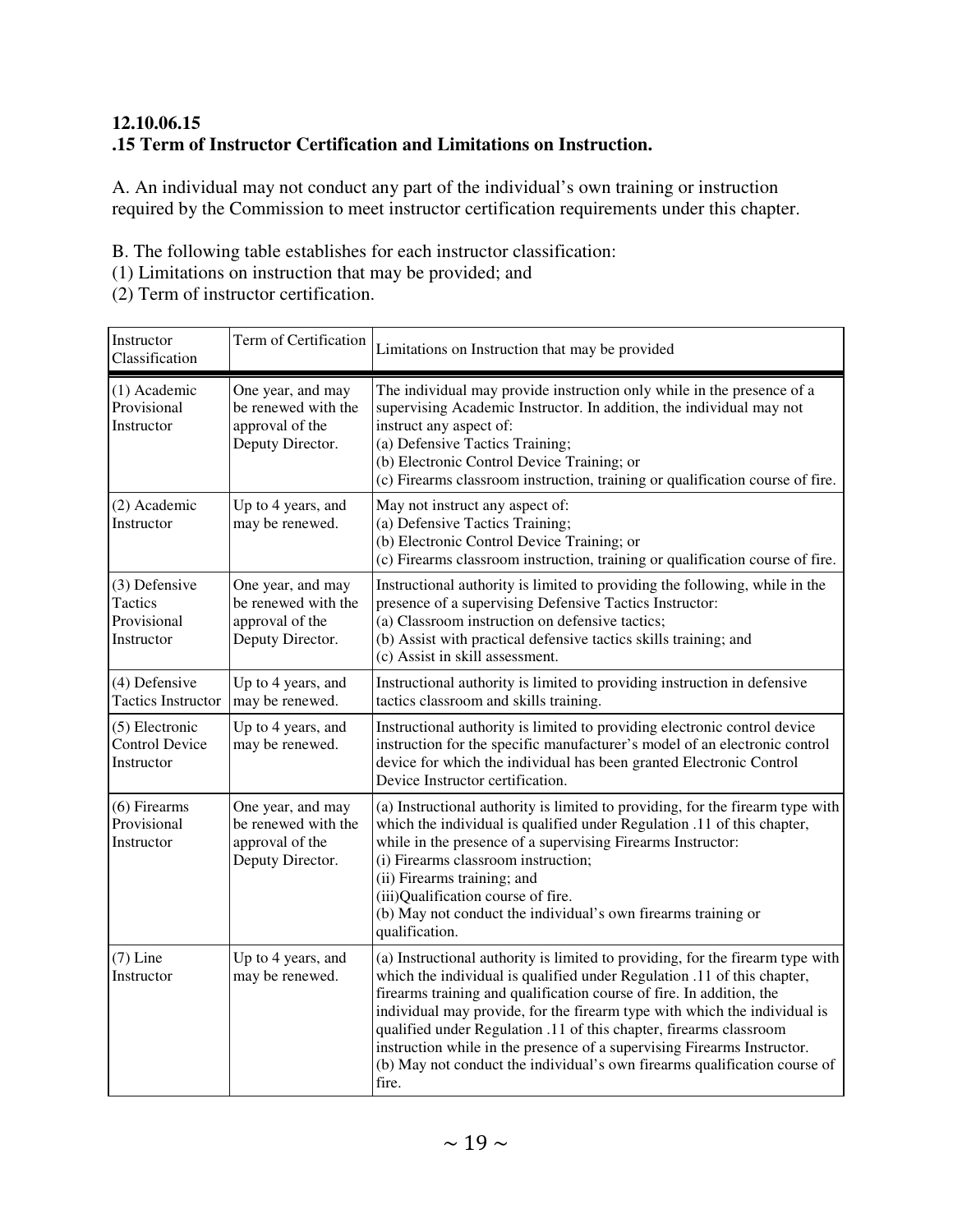**12.10.06.15**
**.15 Term of Instructor Certification and Limitations on Instruction.**

A. An individual may not conduct any part of the individual's own training or instruction required by the Commission to meet instructor certification requirements under this chapter.

B. The following table establishes for each instructor classification:
(1) Limitations on instruction that may be provided; and
(2) Term of instructor certification.

| Instructor Classification | Term of Certification | Limitations on Instruction that may be provided |
|---|---|---|
| (1) Academic Provisional Instructor | One year, and may be renewed with the approval of the Deputy Director. | The individual may provide instruction only while in the presence of a supervising Academic Instructor. In addition, the individual may not instruct any aspect of:<br>(a) Defensive Tactics Training;<br>(b) Electronic Control Device Training; or<br>(c) Firearms classroom instruction, training or qualification course of fire. |
| (2) Academic Instructor | Up to 4 years, and may be renewed. | May not instruct any aspect of:<br>(a) Defensive Tactics Training;<br>(b) Electronic Control Device Training; or<br>(c) Firearms classroom instruction, training or qualification course of fire. |
| (3) Defensive Tactics Provisional Instructor | One year, and may be renewed with the approval of the Deputy Director. | Instructional authority is limited to providing the following, while in the presence of a supervising Defensive Tactics Instructor:<br>(a) Classroom instruction on defensive tactics;<br>(b) Assist with practical defensive tactics skills training; and<br>(c) Assist in skill assessment. |
| (4) Defensive Tactics Instructor | Up to 4 years, and may be renewed. | Instructional authority is limited to providing instruction in defensive tactics classroom and skills training. |
| (5) Electronic Control Device Instructor | Up to 4 years, and may be renewed. | Instructional authority is limited to providing electronic control device instruction for the specific manufacturer's model of an electronic control device for which the individual has been granted Electronic Control Device Instructor certification. |
| (6) Firearms Provisional Instructor | One year, and may be renewed with the approval of the Deputy Director. | (a) Instructional authority is limited to providing, for the firearm type with which the individual is qualified under Regulation .11 of this chapter, while in the presence of a supervising Firearms Instructor:<br>(i) Firearms classroom instruction;<br>(ii) Firearms training; and<br>(iii)Qualification course of fire.<br>(b) May not conduct the individual's own firearms training or qualification. |
| (7) Line Instructor | Up to 4 years, and may be renewed. | (a) Instructional authority is limited to providing, for the firearm type with which the individual is qualified under Regulation .11 of this chapter, firearms training and qualification course of fire. In addition, the individual may provide, for the firearm type with which the individual is qualified under Regulation .11 of this chapter, firearms classroom instruction while in the presence of a supervising Firearms Instructor.<br>(b) May not conduct the individual's own firearms qualification course of fire. |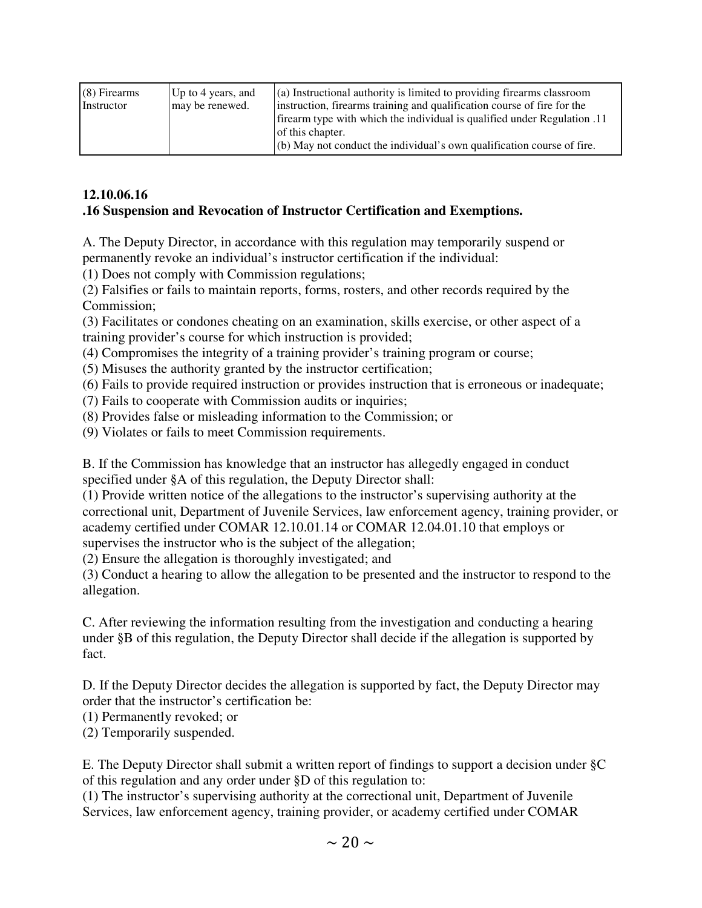| (8) Firearms Instructor | Up to 4 years, and may be renewed. | (a) Instructional authority is limited to providing firearms classroom instruction, firearms training and qualification course of fire for the firearm type with which the individual is qualified under Regulation .11 of this chapter.<br>(b) May not conduct the individual's own qualification course of fire. |
|---|---|---|

**12.10.06.16**
**.16 Suspension and Revocation of Instructor Certification and Exemptions.**

A. The Deputy Director, in accordance with this regulation may temporarily suspend or permanently revoke an individual's instructor certification if the individual:
(1) Does not comply with Commission regulations;
(2) Falsifies or fails to maintain reports, forms, rosters, and other records required by the Commission;
(3) Facilitates or condones cheating on an examination, skills exercise, or other aspect of a training provider's course for which instruction is provided;
(4) Compromises the integrity of a training provider's training program or course;
(5) Misuses the authority granted by the instructor certification;
(6) Fails to provide required instruction or provides instruction that is erroneous or inadequate;
(7) Fails to cooperate with Commission audits or inquiries;
(8) Provides false or misleading information to the Commission; or
(9) Violates or fails to meet Commission requirements.

B. If the Commission has knowledge that an instructor has allegedly engaged in conduct specified under §A of this regulation, the Deputy Director shall:
(1) Provide written notice of the allegations to the instructor's supervising authority at the correctional unit, Department of Juvenile Services, law enforcement agency, training provider, or academy certified under COMAR 12.10.01.14 or COMAR 12.04.01.10 that employs or supervises the instructor who is the subject of the allegation;
(2) Ensure the allegation is thoroughly investigated; and
(3) Conduct a hearing to allow the allegation to be presented and the instructor to respond to the allegation.

C. After reviewing the information resulting from the investigation and conducting a hearing under §B of this regulation, the Deputy Director shall decide if the allegation is supported by fact.

D. If the Deputy Director decides the allegation is supported by fact, the Deputy Director may order that the instructor's certification be:
(1) Permanently revoked; or
(2) Temporarily suspended.

E. The Deputy Director shall submit a written report of findings to support a decision under §C of this regulation and any order under §D of this regulation to:
(1) The instructor's supervising authority at the correctional unit, Department of Juvenile Services, law enforcement agency, training provider, or academy certified under COMAR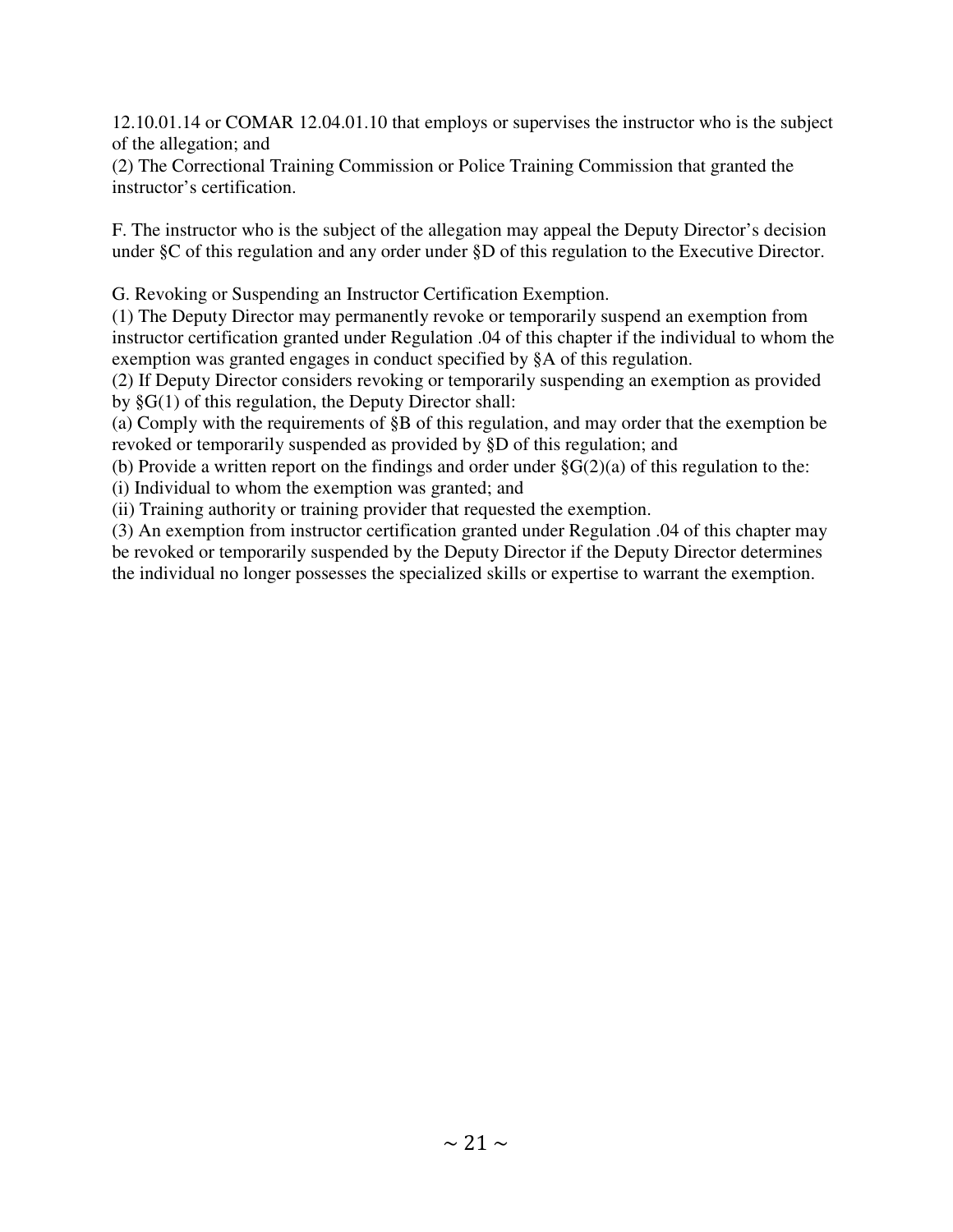12.10.01.14 or COMAR 12.04.01.10 that employs or supervises the instructor who is the subject of the allegation; and

(2) The Correctional Training Commission or Police Training Commission that granted the instructor's certification.

F. The instructor who is the subject of the allegation may appeal the Deputy Director's decision under §C of this regulation and any order under §D of this regulation to the Executive Director.

G. Revoking or Suspending an Instructor Certification Exemption.

(1) The Deputy Director may permanently revoke or temporarily suspend an exemption from instructor certification granted under Regulation .04 of this chapter if the individual to whom the exemption was granted engages in conduct specified by §A of this regulation.

(2) If Deputy Director considers revoking or temporarily suspending an exemption as provided by §G(1) of this regulation, the Deputy Director shall:

(a) Comply with the requirements of §B of this regulation, and may order that the exemption be revoked or temporarily suspended as provided by §D of this regulation; and

(b) Provide a written report on the findings and order under §G(2)(a) of this regulation to the:

(i) Individual to whom the exemption was granted; and

(ii) Training authority or training provider that requested the exemption.

(3) An exemption from instructor certification granted under Regulation .04 of this chapter may be revoked or temporarily suspended by the Deputy Director if the Deputy Director determines the individual no longer possesses the specialized skills or expertise to warrant the exemption.